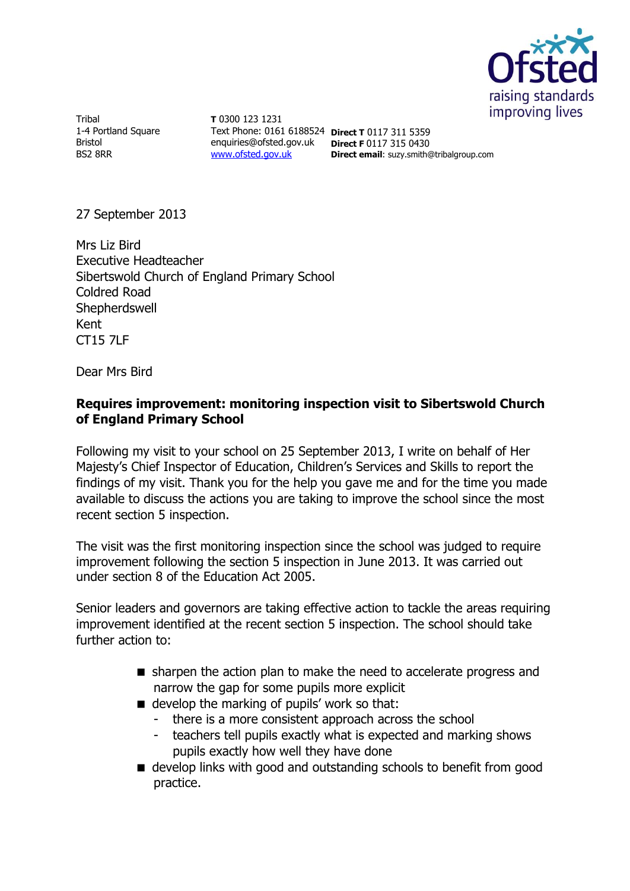Tribal
1-4 Portland Square
Bristol
BS2 8RR

**T** 0300 123 1231
Text Phone: 0161 6188524
enquiries@ofsted.gov.uk
www.ofsted.gov.uk

**Direct T** 0117 311 5359
**Direct F** 0117 315 0430
**Direct email**: suzy.smith@tribalgroup.com

27 September 2013

Mrs Liz Bird
Executive Headteacher
Sibertswold Church of England Primary School
Coldred Road
Shepherdswell
Kent
CT15 7LF

Dear Mrs Bird

**Requires improvement: monitoring inspection visit to Sibertswold Church of England Primary School**

Following my visit to your school on 25 September 2013, I write on behalf of Her Majesty's Chief Inspector of Education, Children's Services and Skills to report the findings of my visit. Thank you for the help you gave me and for the time you made available to discuss the actions you are taking to improve the school since the most recent section 5 inspection.

The visit was the first monitoring inspection since the school was judged to require improvement following the section 5 inspection in June 2013. It was carried out under section 8 of the Education Act 2005.

Senior leaders and governors are taking effective action to tackle the areas requiring improvement identified at the recent section 5 inspection. The school should take further action to:

- sharpen the action plan to make the need to accelerate progress and narrow the gap for some pupils more explicit
- develop the marking of pupils' work so that:
  - there is a more consistent approach across the school
  - teachers tell pupils exactly what is expected and marking shows pupils exactly how well they have done
- develop links with good and outstanding schools to benefit from good practice.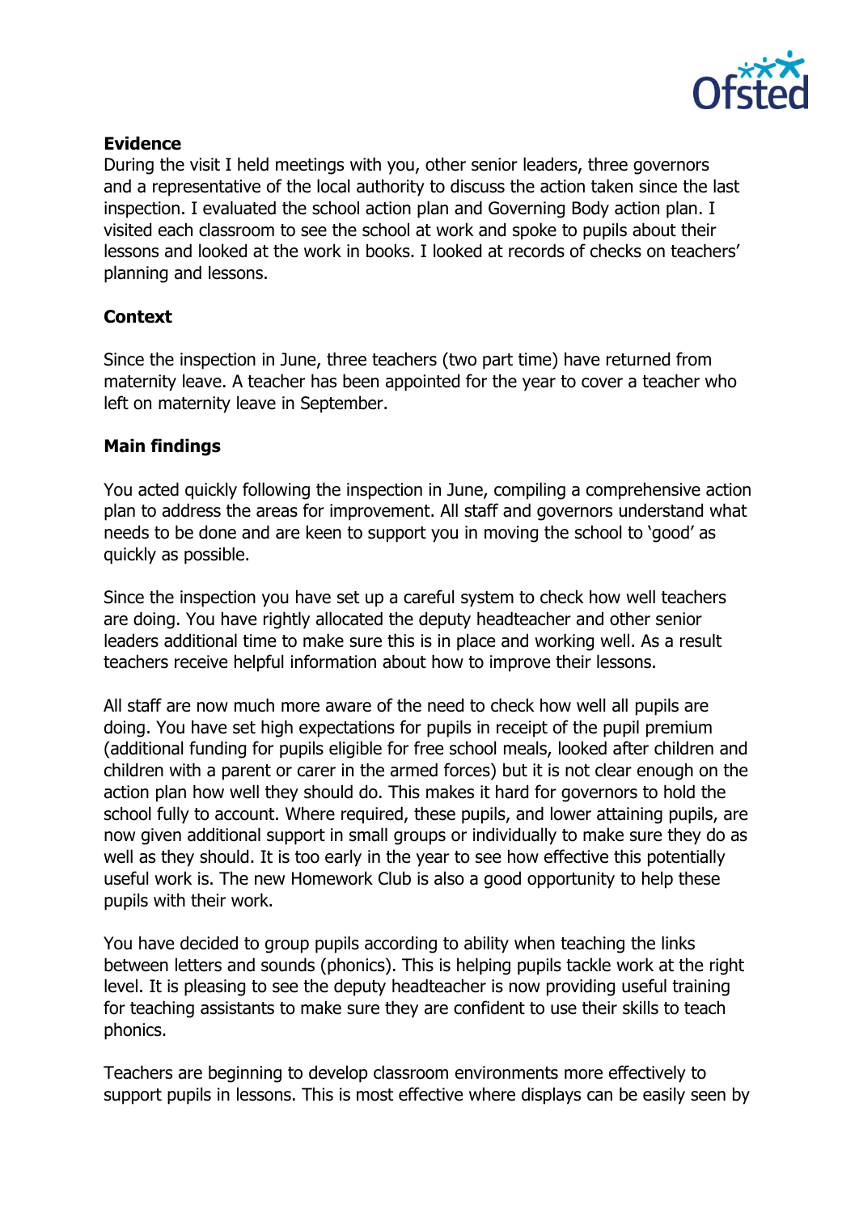**Evidence**

During the visit I held meetings with you, other senior leaders, three governors and a representative of the local authority to discuss the action taken since the last inspection. I evaluated the school action plan and Governing Body action plan. I visited each classroom to see the school at work and spoke to pupils about their lessons and looked at the work in books. I looked at records of checks on teachers' planning and lessons.

**Context**

Since the inspection in June, three teachers (two part time) have returned from maternity leave. A teacher has been appointed for the year to cover a teacher who left on maternity leave in September.

**Main findings**

You acted quickly following the inspection in June, compiling a comprehensive action plan to address the areas for improvement. All staff and governors understand what needs to be done and are keen to support you in moving the school to 'good' as quickly as possible.

Since the inspection you have set up a careful system to check how well teachers are doing. You have rightly allocated the deputy headteacher and other senior leaders additional time to make sure this is in place and working well. As a result teachers receive helpful information about how to improve their lessons.

All staff are now much more aware of the need to check how well all pupils are doing. You have set high expectations for pupils in receipt of the pupil premium (additional funding for pupils eligible for free school meals, looked after children and children with a parent or carer in the armed forces) but it is not clear enough on the action plan how well they should do. This makes it hard for governors to hold the school fully to account. Where required, these pupils, and lower attaining pupils, are now given additional support in small groups or individually to make sure they do as well as they should. It is too early in the year to see how effective this potentially useful work is. The new Homework Club is also a good opportunity to help these pupils with their work.

You have decided to group pupils according to ability when teaching the links between letters and sounds (phonics). This is helping pupils tackle work at the right level. It is pleasing to see the deputy headteacher is now providing useful training for teaching assistants to make sure they are confident to use their skills to teach phonics.

Teachers are beginning to develop classroom environments more effectively to support pupils in lessons. This is most effective where displays can be easily seen by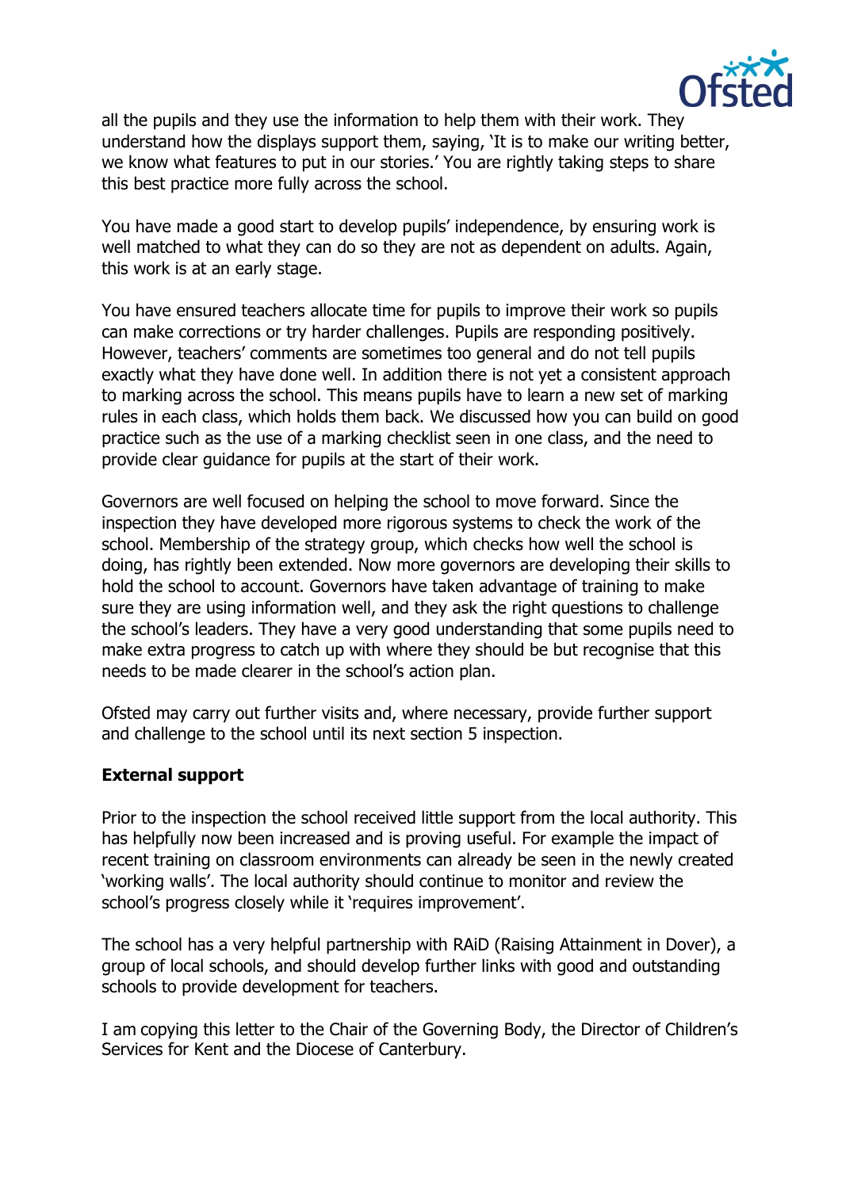all the pupils and they use the information to help them with their work. They understand how the displays support them, saying, 'It is to make our writing better, we know what features to put in our stories.' You are rightly taking steps to share this best practice more fully across the school.

You have made a good start to develop pupils' independence, by ensuring work is well matched to what they can do so they are not as dependent on adults. Again, this work is at an early stage.

You have ensured teachers allocate time for pupils to improve their work so pupils can make corrections or try harder challenges. Pupils are responding positively. However, teachers' comments are sometimes too general and do not tell pupils exactly what they have done well. In addition there is not yet a consistent approach to marking across the school. This means pupils have to learn a new set of marking rules in each class, which holds them back. We discussed how you can build on good practice such as the use of a marking checklist seen in one class, and the need to provide clear guidance for pupils at the start of their work.

Governors are well focused on helping the school to move forward. Since the inspection they have developed more rigorous systems to check the work of the school. Membership of the strategy group, which checks how well the school is doing, has rightly been extended. Now more governors are developing their skills to hold the school to account. Governors have taken advantage of training to make sure they are using information well, and they ask the right questions to challenge the school's leaders. They have a very good understanding that some pupils need to make extra progress to catch up with where they should be but recognise that this needs to be made clearer in the school's action plan.

Ofsted may carry out further visits and, where necessary, provide further support and challenge to the school until its next section 5 inspection.

**External support**

Prior to the inspection the school received little support from the local authority. This has helpfully now been increased and is proving useful. For example the impact of recent training on classroom environments can already be seen in the newly created 'working walls'. The local authority should continue to monitor and review the school's progress closely while it 'requires improvement'.

The school has a very helpful partnership with RAiD (Raising Attainment in Dover), a group of local schools, and should develop further links with good and outstanding schools to provide development for teachers.

I am copying this letter to the Chair of the Governing Body, the Director of Children's Services for Kent and the Diocese of Canterbury.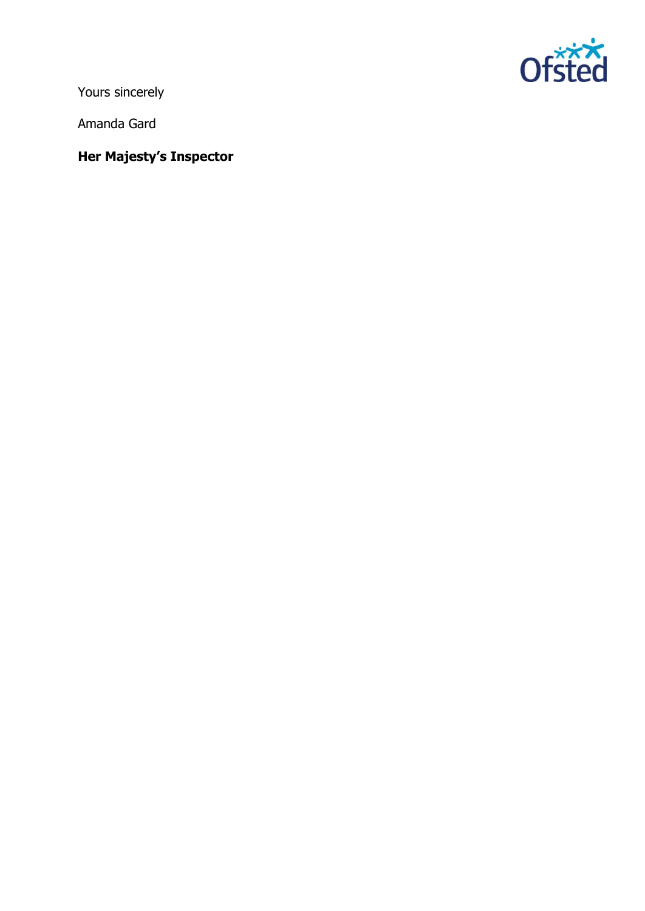Yours sincerely

Amanda Gard

**Her Majesty's Inspector**